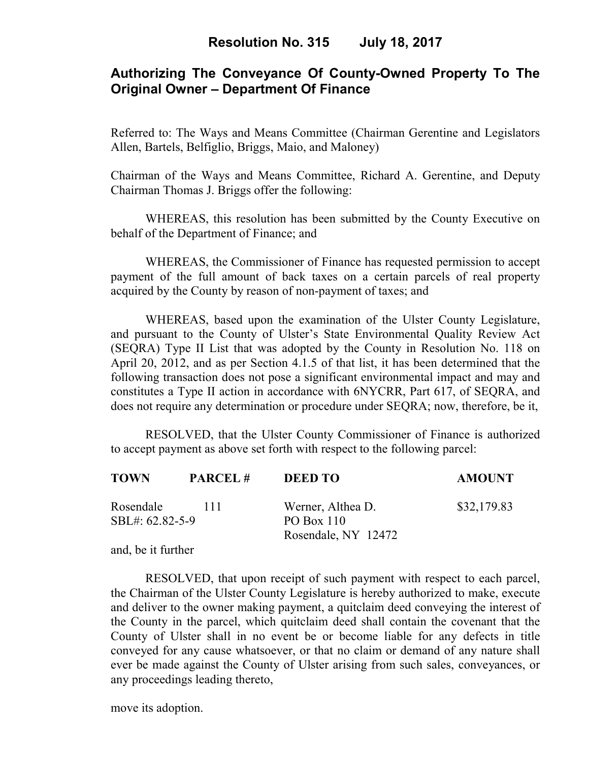# Resolution No. 315 July 18, 2017

## Authorizing The Conveyance Of County-Owned Property To The Original Owner – Department Of Finance

Referred to: The Ways and Means Committee (Chairman Gerentine and Legislators Allen, Bartels, Belfiglio, Briggs, Maio, and Maloney)

Chairman of the Ways and Means Committee, Richard A. Gerentine, and Deputy Chairman Thomas J. Briggs offer the following:

WHEREAS, this resolution has been submitted by the County Executive on behalf of the Department of Finance; and

WHEREAS, the Commissioner of Finance has requested permission to accept payment of the full amount of back taxes on a certain parcels of real property acquired by the County by reason of non-payment of taxes; and

WHEREAS, based upon the examination of the Ulster County Legislature, and pursuant to the County of Ulster's State Environmental Quality Review Act (SEQRA) Type II List that was adopted by the County in Resolution No. 118 on April 20, 2012, and as per Section 4.1.5 of that list, it has been determined that the following transaction does not pose a significant environmental impact and may and constitutes a Type II action in accordance with 6NYCRR, Part 617, of SEQRA, and does not require any determination or procedure under SEQRA; now, therefore, be it,

RESOLVED, that the Ulster County Commissioner of Finance is authorized to accept payment as above set forth with respect to the following parcel:

| TOWN | PARCEL # | DEED TO | AMOUNT |
|---|---|---|---|
| Rosendale<br>SBL#: 62.82-5-9 | 111 | Werner, Althea D.<br>PO Box 110<br>Rosendale, NY 12472 | $32,179.83 |

and, be it further

RESOLVED, that upon receipt of such payment with respect to each parcel, the Chairman of the Ulster County Legislature is hereby authorized to make, execute and deliver to the owner making payment, a quitclaim deed conveying the interest of the County in the parcel, which quitclaim deed shall contain the covenant that the County of Ulster shall in no event be or become liable for any defects in title conveyed for any cause whatsoever, or that no claim or demand of any nature shall ever be made against the County of Ulster arising from such sales, conveyances, or any proceedings leading thereto,

move its adoption.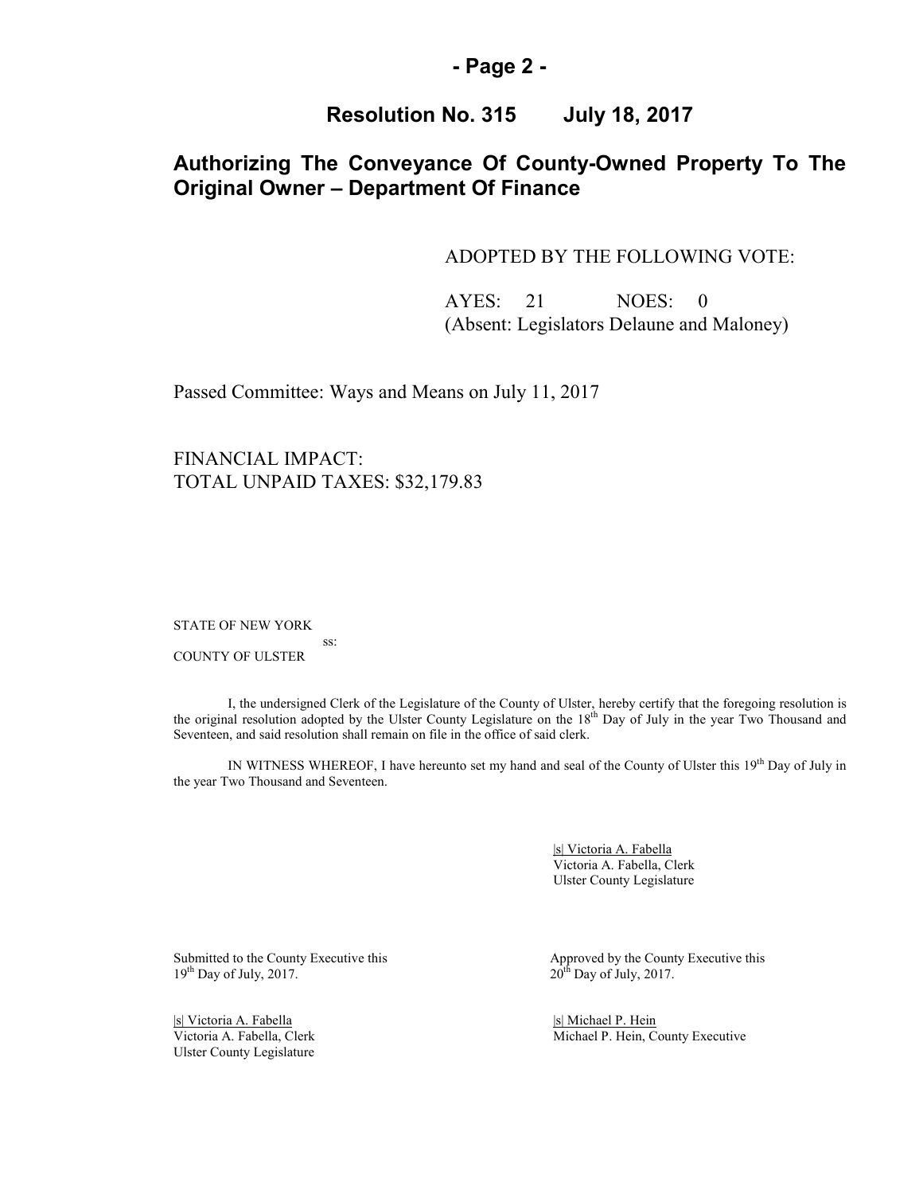## Resolution No. 315 July 18, 2017

## Authorizing The Conveyance Of County-Owned Property To The Original Owner – Department Of Finance

ADOPTED BY THE FOLLOWING VOTE:

AYES: 21 NOES: 0
(Absent: Legislators Delaune and Maloney)

Passed Committee: Ways and Means on July 11, 2017

FINANCIAL IMPACT:
TOTAL UNPAID TAXES: $32,179.83

STATE OF NEW YORK
ss:
COUNTY OF ULSTER

I, the undersigned Clerk of the Legislature of the County of Ulster, hereby certify that the foregoing resolution is the original resolution adopted by the Ulster County Legislature on the 18th Day of July in the year Two Thousand and Seventeen, and said resolution shall remain on file in the office of said clerk.

IN WITNESS WHEREOF, I have hereunto set my hand and seal of the County of Ulster this 19th Day of July in the year Two Thousand and Seventeen.

|s| Victoria A. Fabella
Victoria A. Fabella, Clerk
Ulster County Legislature

Submitted to the County Executive this 19th Day of July, 2017.

|s| Victoria A. Fabella
Victoria A. Fabella, Clerk
Ulster County Legislature

Approved by the County Executive this 20th Day of July, 2017.

|s| Michael P. Hein
Michael P. Hein, County Executive